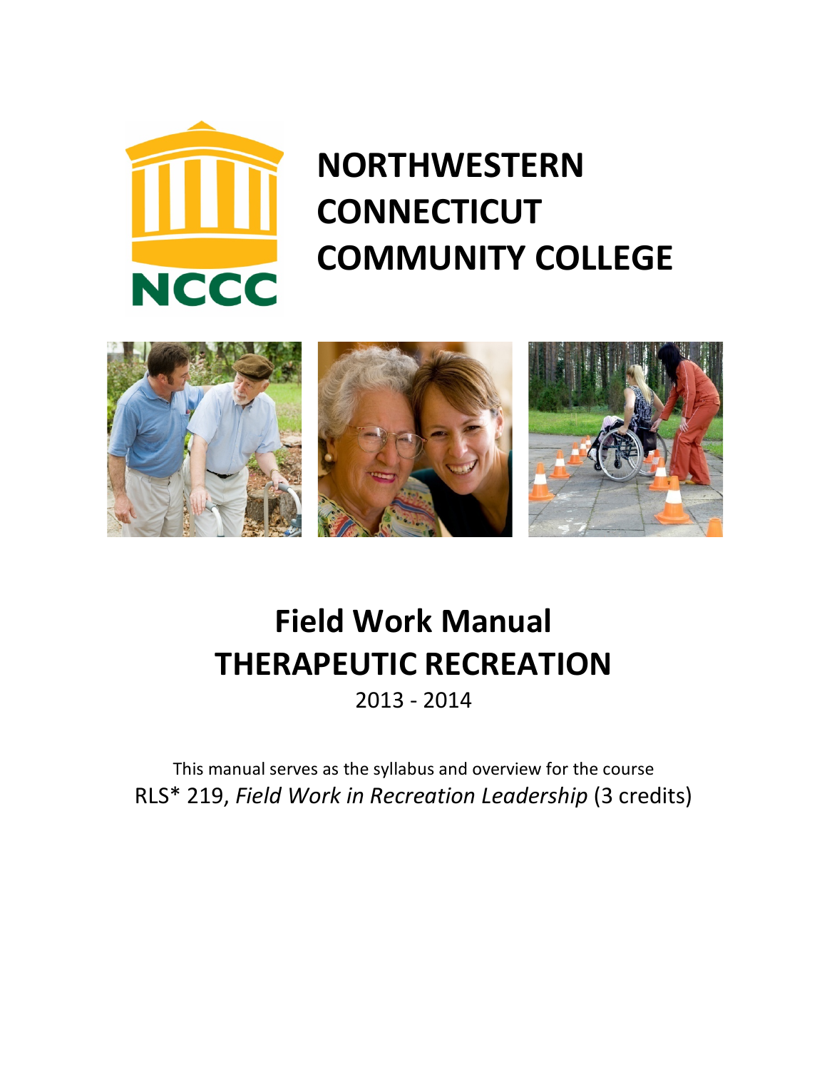# NORTHWESTERN CONNECTICUT COMMUNITY COLLEGE

NCCC

# Field Work Manual

# THERAPEUTIC RECREATION

2013 - 2014

This manual serves as the syllabus and overview for the course

RLS* 219, *Field Work in Recreation Leadership* (3 credits)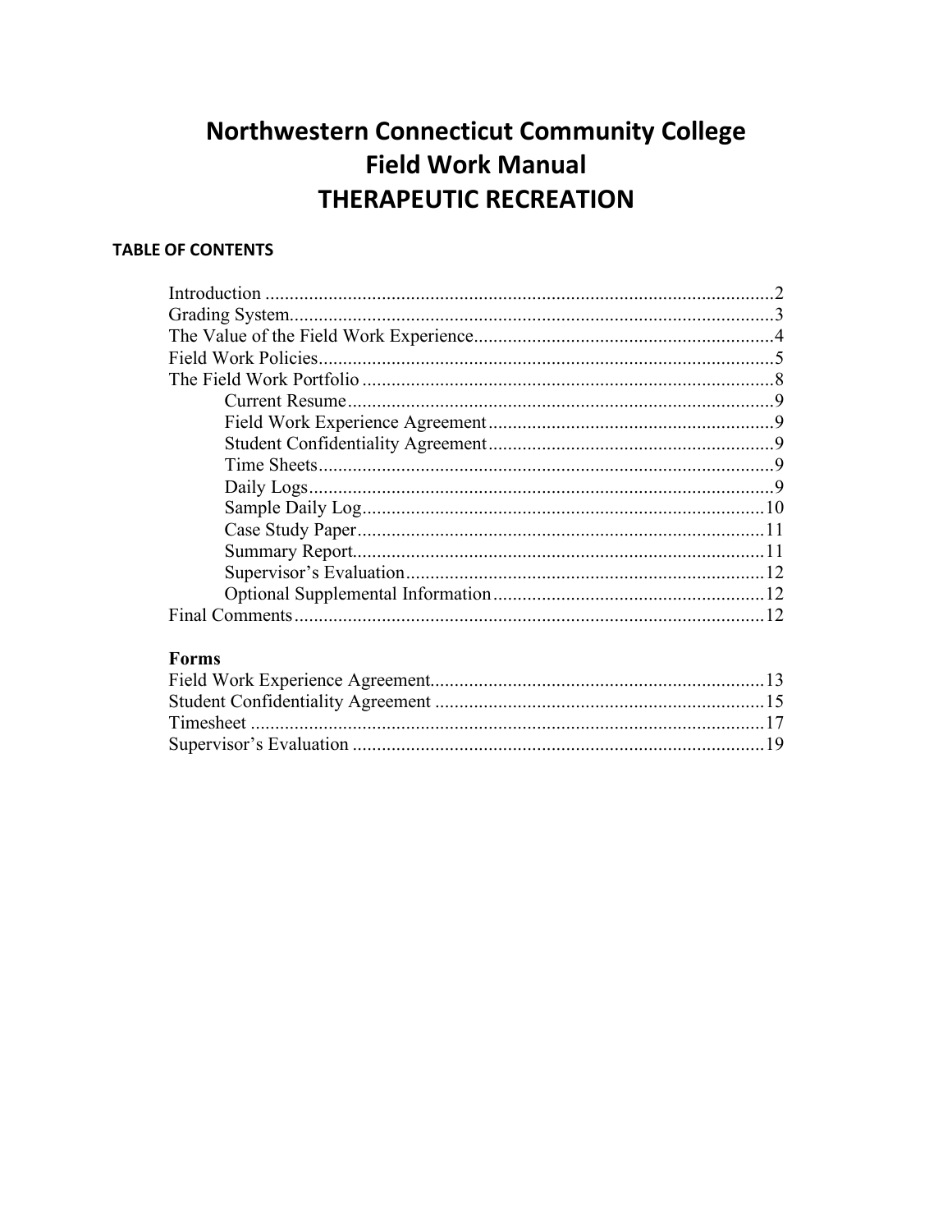# Northwestern Connecticut Community College
# Field Work Manual
# THERAPEUTIC RECREATION

**TABLE OF CONTENTS**

| | |
|---|---|
| Introduction | 2 |
| Grading System | 3 |
| The Value of the Field Work Experience | 4 |
| Field Work Policies | 5 |
| The Field Work Portfolio | 8 |
| Current Resume | 9 |
| Field Work Experience Agreement | 9 |
| Student Confidentiality Agreement | 9 |
| Time Sheets | 9 |
| Daily Logs | 9 |
| Sample Daily Log | 10 |
| Case Study Paper | 11 |
| Summary Report | 11 |
| Supervisor's Evaluation | 12 |
| Optional Supplemental Information | 12 |
| Final Comments | 12 |

**Forms**

| | |
|---|---|
| Field Work Experience Agreement | 13 |
| Student Confidentiality Agreement | 15 |
| Timesheet | 17 |
| Supervisor's Evaluation | 19 |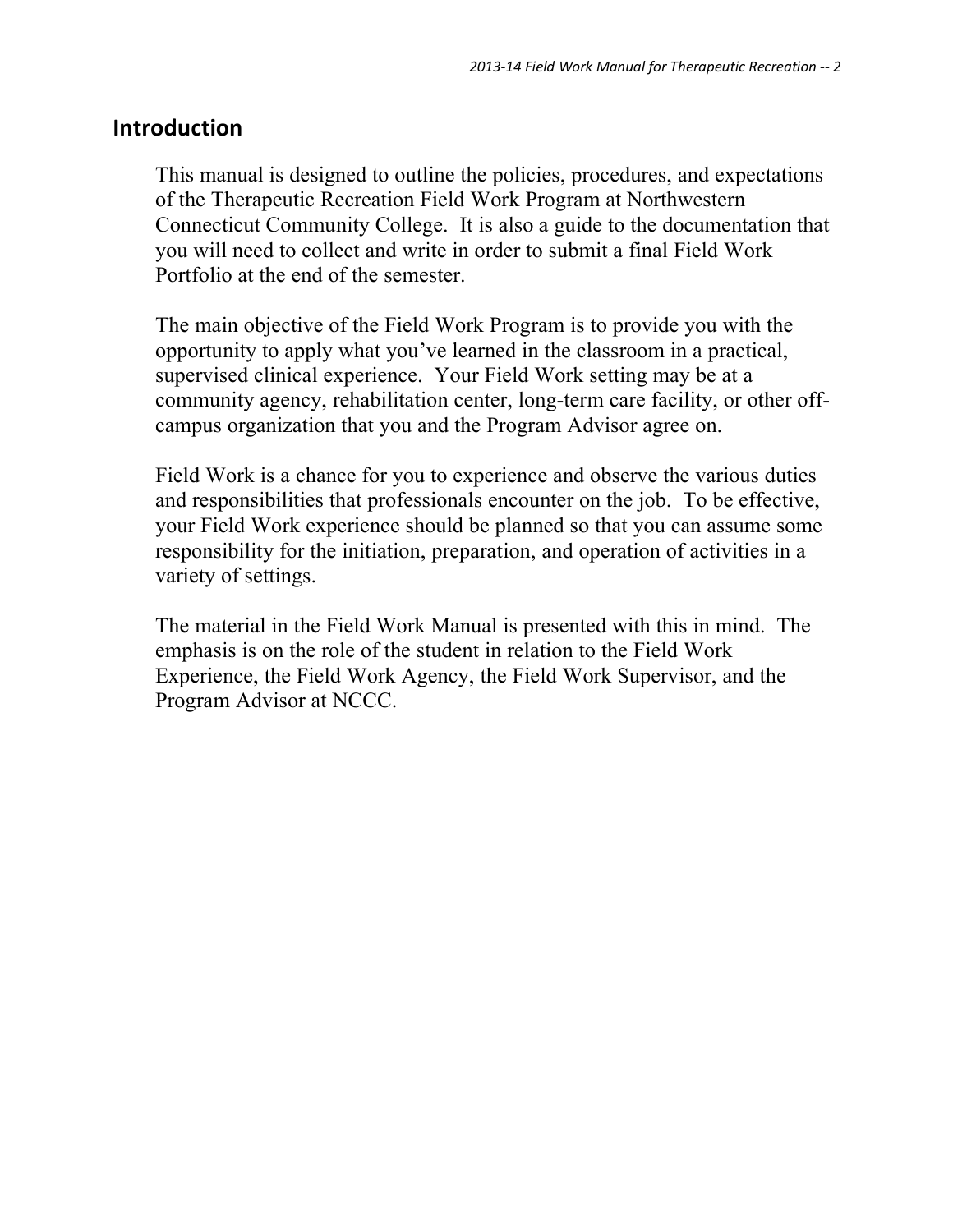## Introduction

This manual is designed to outline the policies, procedures, and expectations of the Therapeutic Recreation Field Work Program at Northwestern Connecticut Community College. It is also a guide to the documentation that you will need to collect and write in order to submit a final Field Work Portfolio at the end of the semester.

The main objective of the Field Work Program is to provide you with the opportunity to apply what you've learned in the classroom in a practical, supervised clinical experience. Your Field Work setting may be at a community agency, rehabilitation center, long-term care facility, or other off-campus organization that you and the Program Advisor agree on.

Field Work is a chance for you to experience and observe the various duties and responsibilities that professionals encounter on the job. To be effective, your Field Work experience should be planned so that you can assume some responsibility for the initiation, preparation, and operation of activities in a variety of settings.

The material in the Field Work Manual is presented with this in mind. The emphasis is on the role of the student in relation to the Field Work Experience, the Field Work Agency, the Field Work Supervisor, and the Program Advisor at NCCC.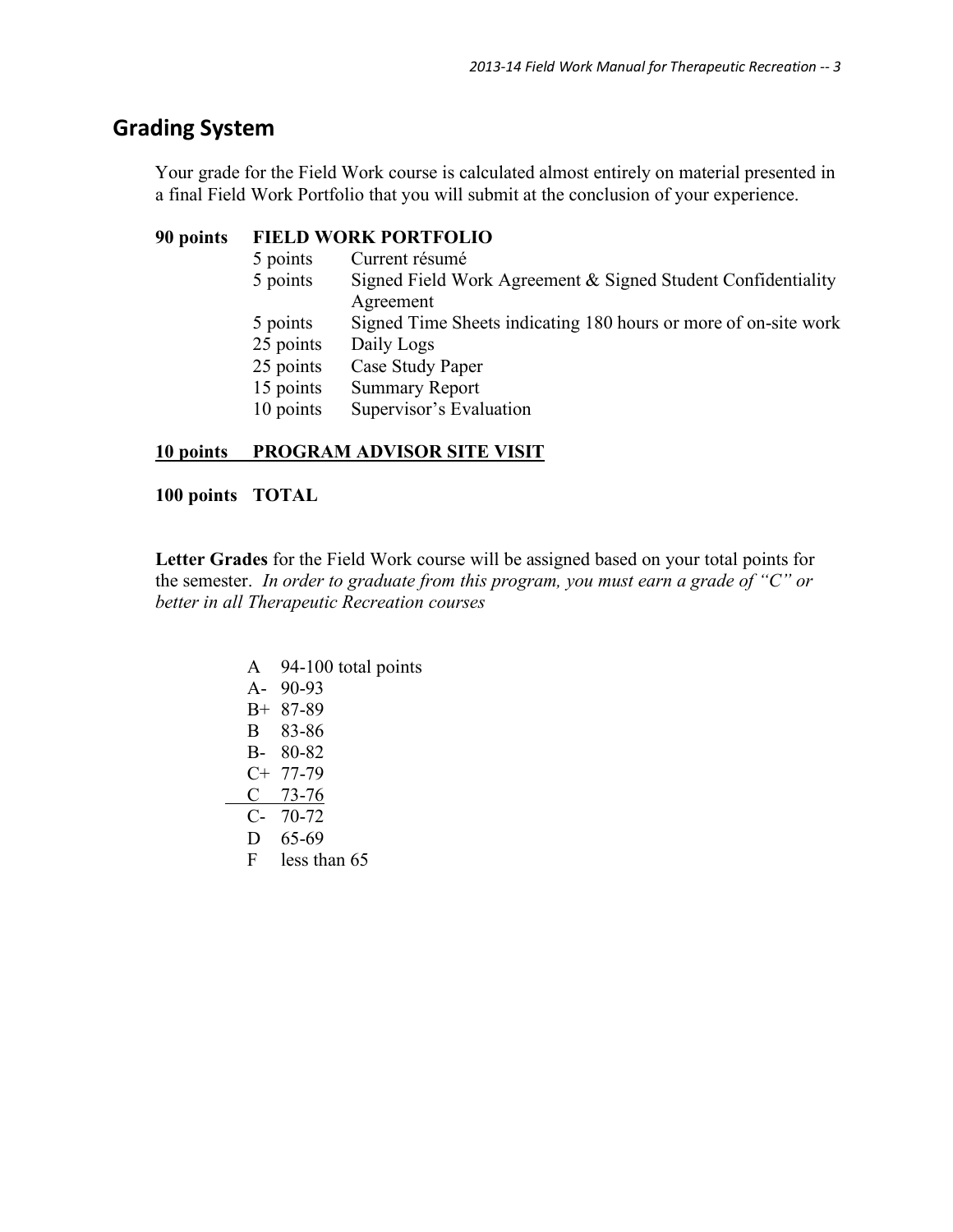## Grading System

Your grade for the Field Work course is calculated almost entirely on material presented in a final Field Work Portfolio that you will submit at the conclusion of your experience.

**90 points FIELD WORK PORTFOLIO**

| Points | Item |
| --- | --- |
| 5 points | Current résumé |
| 5 points | Signed Field Work Agreement & Signed Student Confidentiality Agreement |
| 5 points | Signed Time Sheets indicating 180 hours or more of on-site work |
| 25 points | Daily Logs |
| 25 points | Case Study Paper |
| 15 points | Summary Report |
| 10 points | Supervisor's Evaluation |

**10 points PROGRAM ADVISOR SITE VISIT**

**100 points TOTAL**

**Letter Grades** for the Field Work course will be assigned based on your total points for the semester. *In order to graduate from this program, you must earn a grade of "C" or better in all Therapeutic Recreation courses*

| Grade | Points |
| --- | --- |
| A | 94-100 total points |
| A- | 90-93 |
| B+ | 87-89 |
| B | 83-86 |
| B- | 80-82 |
| C+ | 77-79 |
| C | 73-76 |
| C- | 70-72 |
| D | 65-69 |
| F | less than 65 |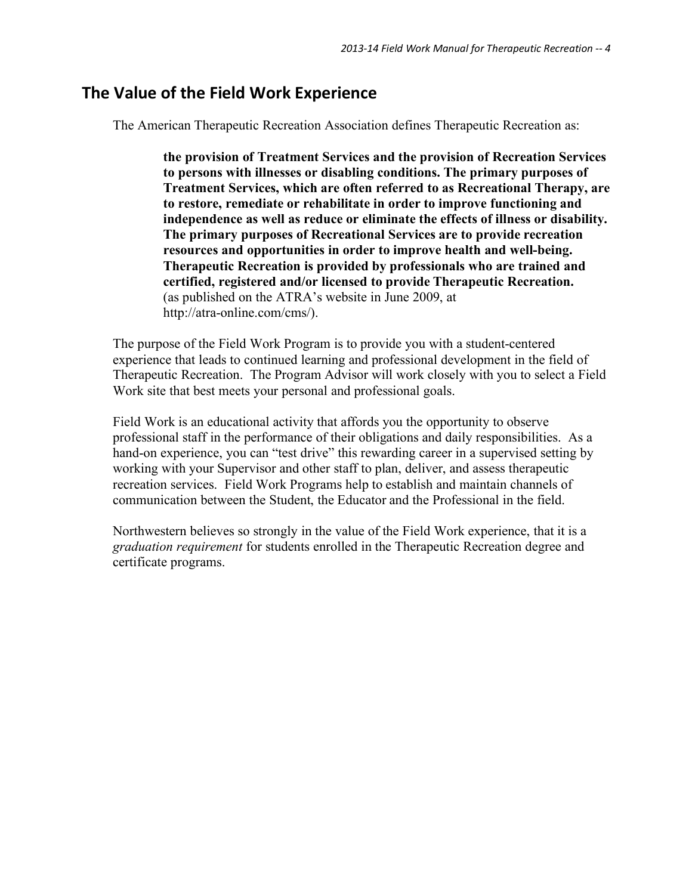## The Value of the Field Work Experience

The American Therapeutic Recreation Association defines Therapeutic Recreation as:

> **the provision of Treatment Services and the provision of Recreation Services to persons with illnesses or disabling conditions. The primary purposes of Treatment Services, which are often referred to as Recreational Therapy, are to restore, remediate or rehabilitate in order to improve functioning and independence as well as reduce or eliminate the effects of illness or disability. The primary purposes of Recreational Services are to provide recreation resources and opportunities in order to improve health and well-being. Therapeutic Recreation is provided by professionals who are trained and certified, registered and/or licensed to provide Therapeutic Recreation.** (as published on the ATRA's website in June 2009, at http://atra-online.com/cms/).

The purpose of the Field Work Program is to provide you with a student-centered experience that leads to continued learning and professional development in the field of Therapeutic Recreation. The Program Advisor will work closely with you to select a Field Work site that best meets your personal and professional goals.

Field Work is an educational activity that affords you the opportunity to observe professional staff in the performance of their obligations and daily responsibilities. As a hand-on experience, you can "test drive" this rewarding career in a supervised setting by working with your Supervisor and other staff to plan, deliver, and assess therapeutic recreation services. Field Work Programs help to establish and maintain channels of communication between the Student, the Educator and the Professional in the field.

Northwestern believes so strongly in the value of the Field Work experience, that it is a *graduation requirement* for students enrolled in the Therapeutic Recreation degree and certificate programs.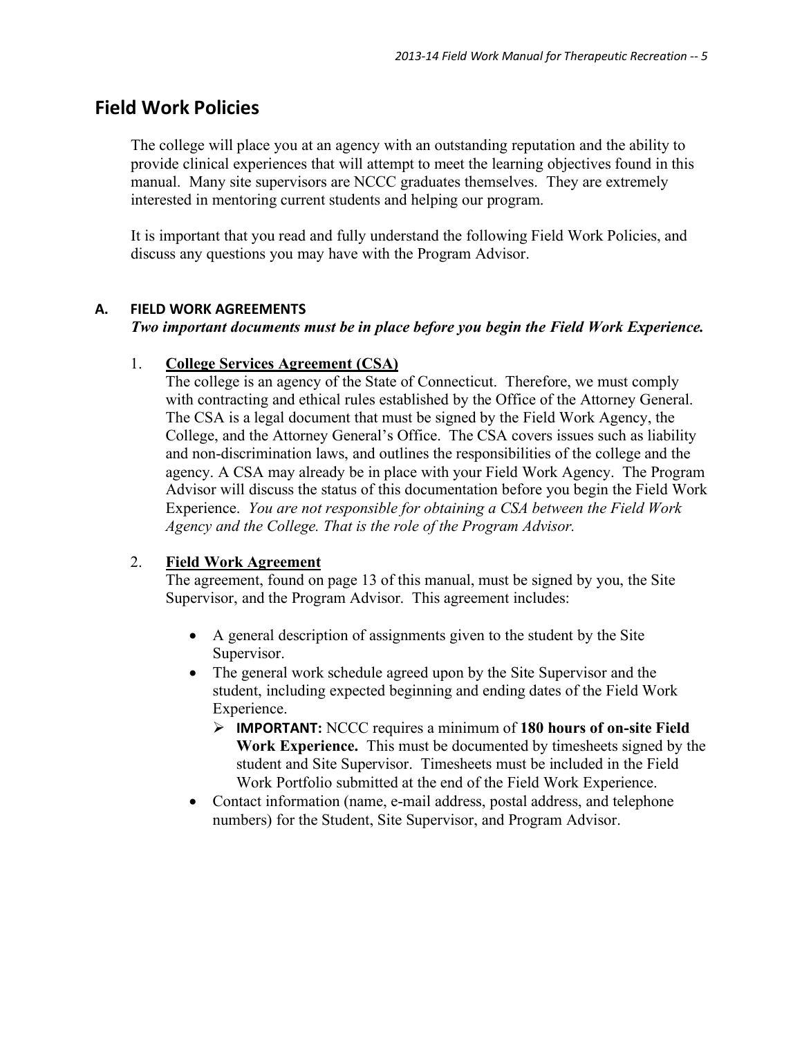## Field Work Policies

The college will place you at an agency with an outstanding reputation and the ability to provide clinical experiences that will attempt to meet the learning objectives found in this manual. Many site supervisors are NCCC graduates themselves. They are extremely interested in mentoring current students and helping our program.

It is important that you read and fully understand the following Field Work Policies, and discuss any questions you may have with the Program Advisor.

### A. FIELD WORK AGREEMENTS

***Two important documents must be in place before you begin the Field Work Experience.***

1. **College Services Agreement (CSA)**
   The college is an agency of the State of Connecticut. Therefore, we must comply with contracting and ethical rules established by the Office of the Attorney General. The CSA is a legal document that must be signed by the Field Work Agency, the College, and the Attorney General's Office. The CSA covers issues such as liability and non-discrimination laws, and outlines the responsibilities of the college and the agency. A CSA may already be in place with your Field Work Agency. The Program Advisor will discuss the status of this documentation before you begin the Field Work Experience. *You are not responsible for obtaining a CSA between the Field Work Agency and the College. That is the role of the Program Advisor.*

2. **Field Work Agreement**
   The agreement, found on page 13 of this manual, must be signed by you, the Site Supervisor, and the Program Advisor. This agreement includes:

   - A general description of assignments given to the student by the Site Supervisor.
   - The general work schedule agreed upon by the Site Supervisor and the student, including expected beginning and ending dates of the Field Work Experience.
     - **IMPORTANT:** NCCC requires a minimum of **180 hours of on-site Field Work Experience.** This must be documented by timesheets signed by the student and Site Supervisor. Timesheets must be included in the Field Work Portfolio submitted at the end of the Field Work Experience.
   - Contact information (name, e-mail address, postal address, and telephone numbers) for the Student, Site Supervisor, and Program Advisor.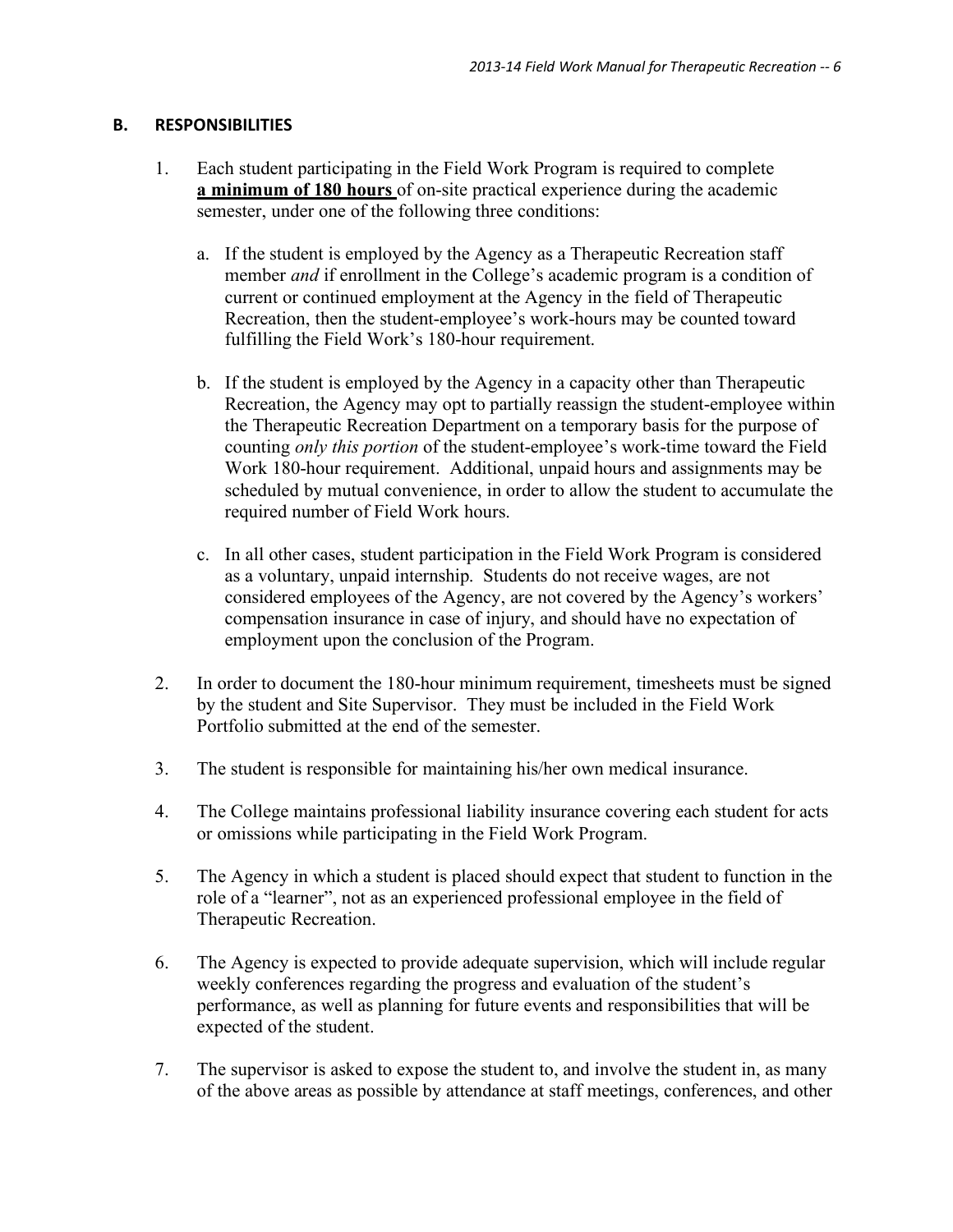## B. RESPONSIBILITIES

1. Each student participating in the Field Work Program is required to complete **a minimum of 180 hours** of on-site practical experience during the academic semester, under one of the following three conditions:

   a. If the student is employed by the Agency as a Therapeutic Recreation staff member *and* if enrollment in the College's academic program is a condition of current or continued employment at the Agency in the field of Therapeutic Recreation, then the student-employee's work-hours may be counted toward fulfilling the Field Work's 180-hour requirement.

   b. If the student is employed by the Agency in a capacity other than Therapeutic Recreation, the Agency may opt to partially reassign the student-employee within the Therapeutic Recreation Department on a temporary basis for the purpose of counting *only this portion* of the student-employee's work-time toward the Field Work 180-hour requirement. Additional, unpaid hours and assignments may be scheduled by mutual convenience, in order to allow the student to accumulate the required number of Field Work hours.

   c. In all other cases, student participation in the Field Work Program is considered as a voluntary, unpaid internship. Students do not receive wages, are not considered employees of the Agency, are not covered by the Agency's workers' compensation insurance in case of injury, and should have no expectation of employment upon the conclusion of the Program.

2. In order to document the 180-hour minimum requirement, timesheets must be signed by the student and Site Supervisor. They must be included in the Field Work Portfolio submitted at the end of the semester.

3. The student is responsible for maintaining his/her own medical insurance.

4. The College maintains professional liability insurance covering each student for acts or omissions while participating in the Field Work Program.

5. The Agency in which a student is placed should expect that student to function in the role of a "learner", not as an experienced professional employee in the field of Therapeutic Recreation.

6. The Agency is expected to provide adequate supervision, which will include regular weekly conferences regarding the progress and evaluation of the student's performance, as well as planning for future events and responsibilities that will be expected of the student.

7. The supervisor is asked to expose the student to, and involve the student in, as many of the above areas as possible by attendance at staff meetings, conferences, and other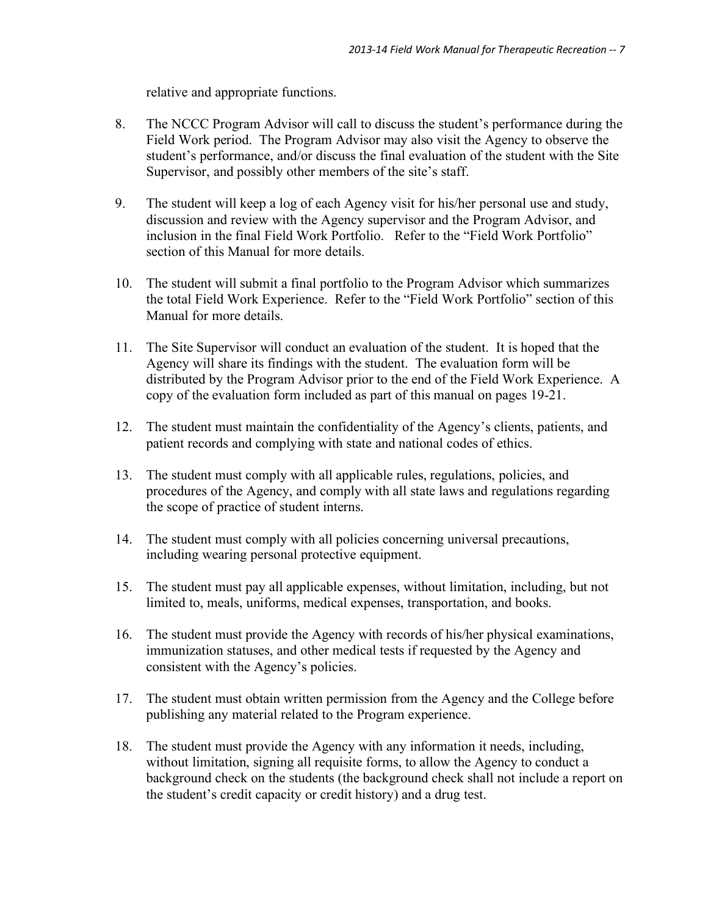relative and appropriate functions.

8. The NCCC Program Advisor will call to discuss the student's performance during the Field Work period. The Program Advisor may also visit the Agency to observe the student's performance, and/or discuss the final evaluation of the student with the Site Supervisor, and possibly other members of the site's staff.

9. The student will keep a log of each Agency visit for his/her personal use and study, discussion and review with the Agency supervisor and the Program Advisor, and inclusion in the final Field Work Portfolio. Refer to the "Field Work Portfolio" section of this Manual for more details.

10. The student will submit a final portfolio to the Program Advisor which summarizes the total Field Work Experience. Refer to the "Field Work Portfolio" section of this Manual for more details.

11. The Site Supervisor will conduct an evaluation of the student. It is hoped that the Agency will share its findings with the student. The evaluation form will be distributed by the Program Advisor prior to the end of the Field Work Experience. A copy of the evaluation form included as part of this manual on pages 19-21.

12. The student must maintain the confidentiality of the Agency's clients, patients, and patient records and complying with state and national codes of ethics.

13. The student must comply with all applicable rules, regulations, policies, and procedures of the Agency, and comply with all state laws and regulations regarding the scope of practice of student interns.

14. The student must comply with all policies concerning universal precautions, including wearing personal protective equipment.

15. The student must pay all applicable expenses, without limitation, including, but not limited to, meals, uniforms, medical expenses, transportation, and books.

16. The student must provide the Agency with records of his/her physical examinations, immunization statuses, and other medical tests if requested by the Agency and consistent with the Agency's policies.

17. The student must obtain written permission from the Agency and the College before publishing any material related to the Program experience.

18. The student must provide the Agency with any information it needs, including, without limitation, signing all requisite forms, to allow the Agency to conduct a background check on the students (the background check shall not include a report on the student's credit capacity or credit history) and a drug test.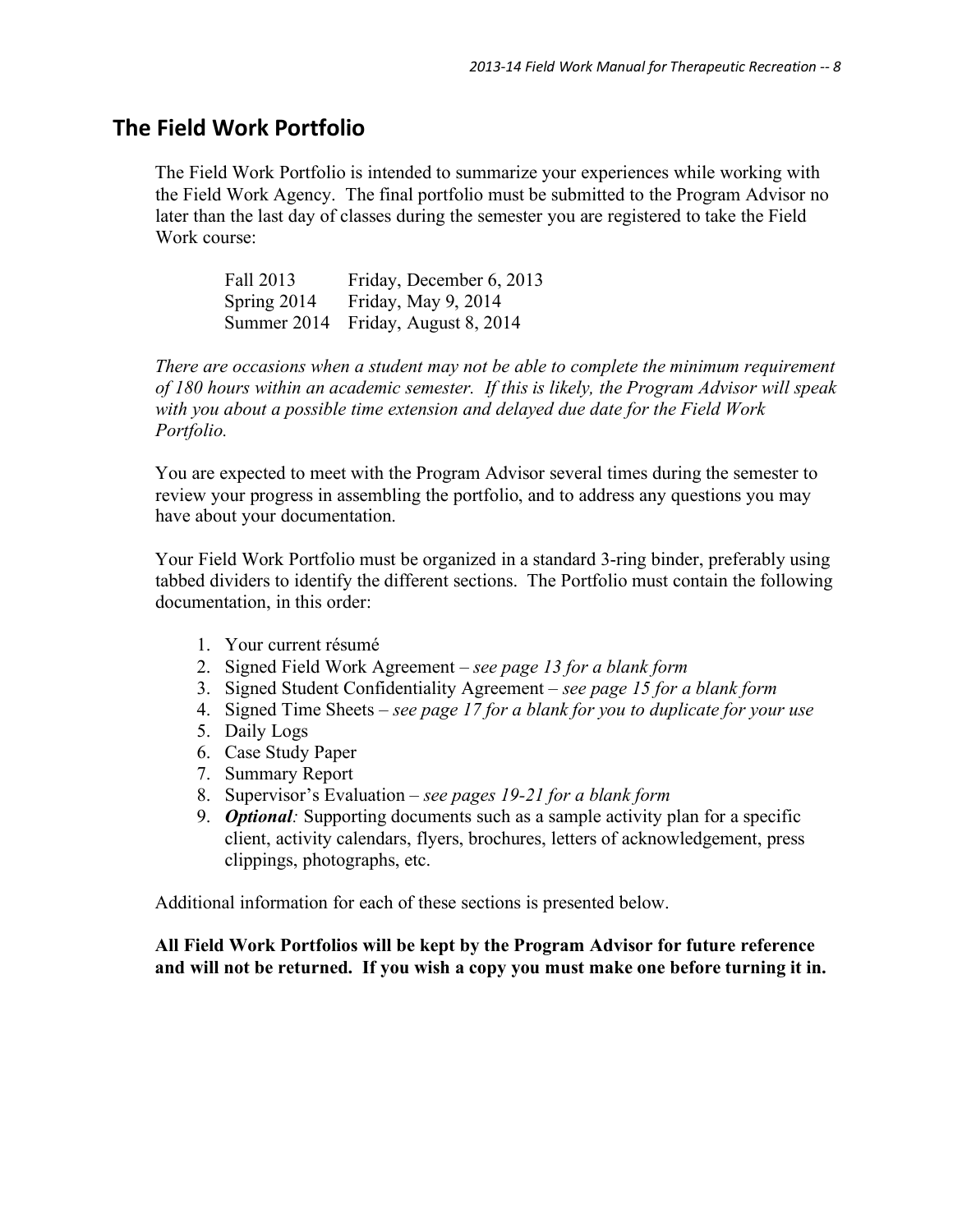## The Field Work Portfolio

The Field Work Portfolio is intended to summarize your experiences while working with the Field Work Agency. The final portfolio must be submitted to the Program Advisor no later than the last day of classes during the semester you are registered to take the Field Work course:

| | |
|---|---|
| Fall 2013 | Friday, December 6, 2013 |
| Spring 2014 | Friday, May 9, 2014 |
| Summer 2014 | Friday, August 8, 2014 |

*There are occasions when a student may not be able to complete the minimum requirement of 180 hours within an academic semester. If this is likely, the Program Advisor will speak with you about a possible time extension and delayed due date for the Field Work Portfolio.*

You are expected to meet with the Program Advisor several times during the semester to review your progress in assembling the portfolio, and to address any questions you may have about your documentation.

Your Field Work Portfolio must be organized in a standard 3-ring binder, preferably using tabbed dividers to identify the different sections. The Portfolio must contain the following documentation, in this order:

1. Your current résumé
2. Signed Field Work Agreement – *see page 13 for a blank form*
3. Signed Student Confidentiality Agreement – *see page 15 for a blank form*
4. Signed Time Sheets – *see page 17 for a blank for you to duplicate for your use*
5. Daily Logs
6. Case Study Paper
7. Summary Report
8. Supervisor's Evaluation – *see pages 19-21 for a blank form*
9. ***Optional**:* Supporting documents such as a sample activity plan for a specific client, activity calendars, flyers, brochures, letters of acknowledgement, press clippings, photographs, etc.

Additional information for each of these sections is presented below.

**All Field Work Portfolios will be kept by the Program Advisor for future reference and will not be returned. If you wish a copy you must make one before turning it in.**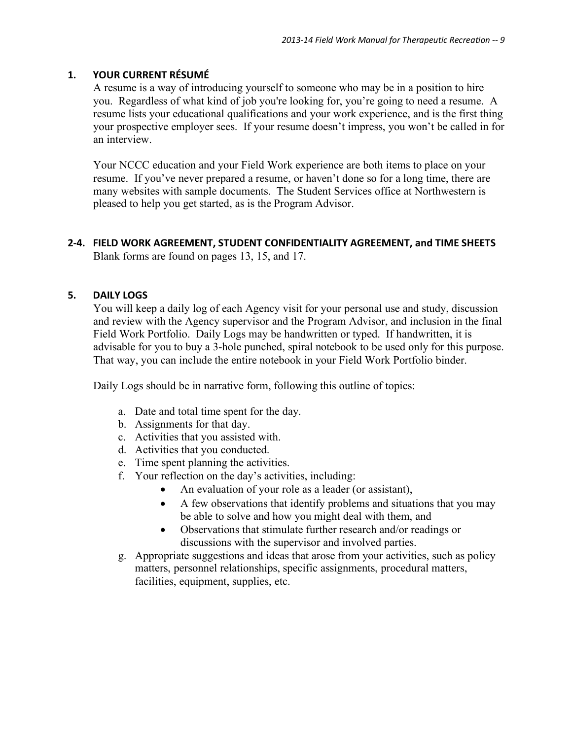## 1. YOUR CURRENT RÉSUMÉ

A resume is a way of introducing yourself to someone who may be in a position to hire you. Regardless of what kind of job you're looking for, you're going to need a resume. A resume lists your educational qualifications and your work experience, and is the first thing your prospective employer sees. If your resume doesn't impress, you won't be called in for an interview.

Your NCCC education and your Field Work experience are both items to place on your resume. If you've never prepared a resume, or haven't done so for a long time, there are many websites with sample documents. The Student Services office at Northwestern is pleased to help you get started, as is the Program Advisor.

## 2-4. FIELD WORK AGREEMENT, STUDENT CONFIDENTIALITY AGREEMENT, and TIME SHEETS

Blank forms are found on pages 13, 15, and 17.

## 5. DAILY LOGS

You will keep a daily log of each Agency visit for your personal use and study, discussion and review with the Agency supervisor and the Program Advisor, and inclusion in the final Field Work Portfolio. Daily Logs may be handwritten or typed. If handwritten, it is advisable for you to buy a 3-hole punched, spiral notebook to be used only for this purpose. That way, you can include the entire notebook in your Field Work Portfolio binder.

Daily Logs should be in narrative form, following this outline of topics:

a. Date and total time spent for the day.
b. Assignments for that day.
c. Activities that you assisted with.
d. Activities that you conducted.
e. Time spent planning the activities.
f. Your reflection on the day's activities, including:
   - An evaluation of your role as a leader (or assistant),
   - A few observations that identify problems and situations that you may be able to solve and how you might deal with them, and
   - Observations that stimulate further research and/or readings or discussions with the supervisor and involved parties.
g. Appropriate suggestions and ideas that arose from your activities, such as policy matters, personnel relationships, specific assignments, procedural matters, facilities, equipment, supplies, etc.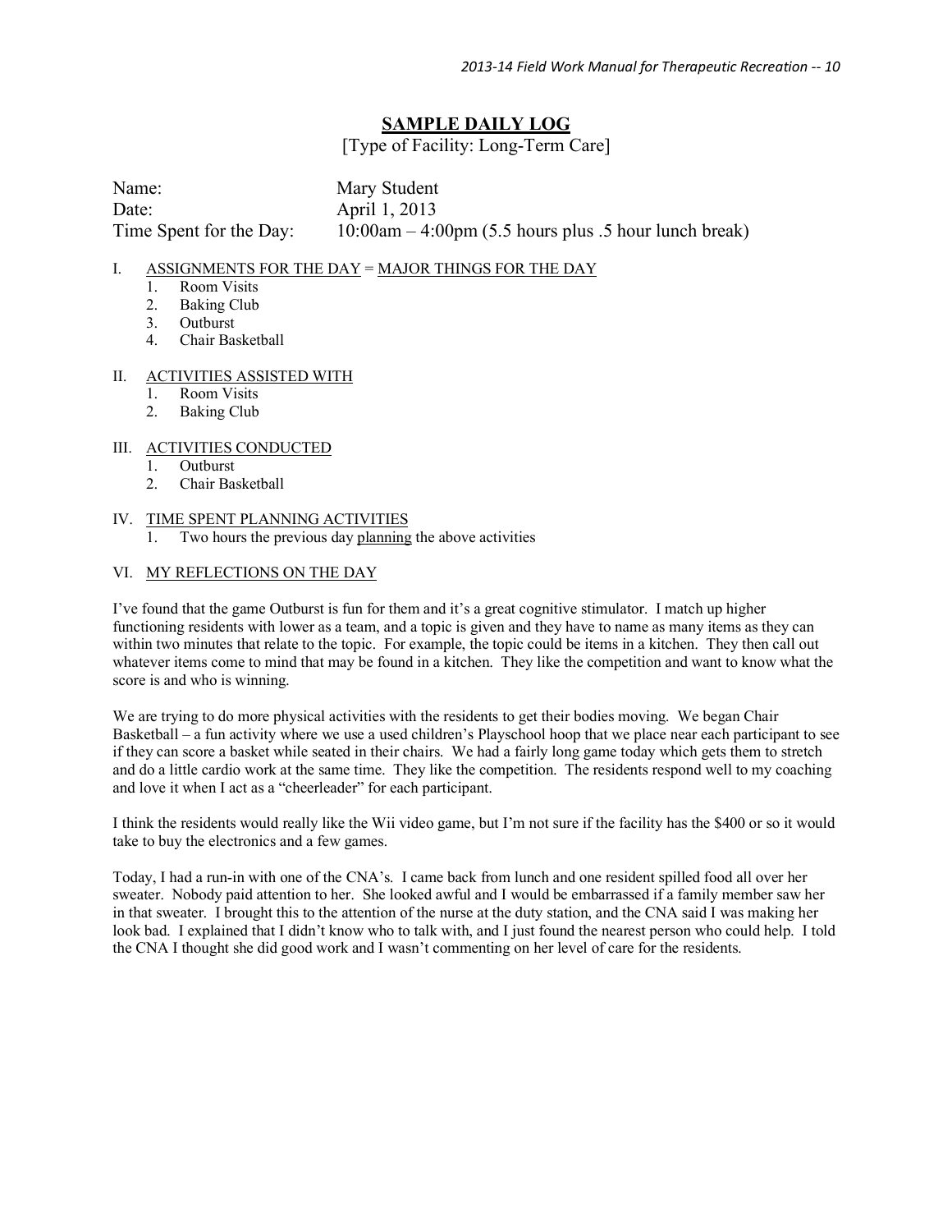# SAMPLE DAILY LOG

[Type of Facility: Long-Term Care]

Name: Mary Student
Date: April 1, 2013
Time Spent for the Day: 10:00am – 4:00pm (5.5 hours plus .5 hour lunch break)

I. ASSIGNMENTS FOR THE DAY = MAJOR THINGS FOR THE DAY
   1. Room Visits
   2. Baking Club
   3. Outburst
   4. Chair Basketball

II. ACTIVITIES ASSISTED WITH
   1. Room Visits
   2. Baking Club

III. ACTIVITIES CONDUCTED
   1. Outburst
   2. Chair Basketball

IV. TIME SPENT PLANNING ACTIVITIES
   1. Two hours the previous day planning the above activities

VI. MY REFLECTIONS ON THE DAY

I've found that the game Outburst is fun for them and it's a great cognitive stimulator. I match up higher functioning residents with lower as a team, and a topic is given and they have to name as many items as they can within two minutes that relate to the topic. For example, the topic could be items in a kitchen. They then call out whatever items come to mind that may be found in a kitchen. They like the competition and want to know what the score is and who is winning.

We are trying to do more physical activities with the residents to get their bodies moving. We began Chair Basketball – a fun activity where we use a used children's Playschool hoop that we place near each participant to see if they can score a basket while seated in their chairs. We had a fairly long game today which gets them to stretch and do a little cardio work at the same time. They like the competition. The residents respond well to my coaching and love it when I act as a "cheerleader" for each participant.

I think the residents would really like the Wii video game, but I'm not sure if the facility has the $400 or so it would take to buy the electronics and a few games.

Today, I had a run-in with one of the CNA's. I came back from lunch and one resident spilled food all over her sweater. Nobody paid attention to her. She looked awful and I would be embarrassed if a family member saw her in that sweater. I brought this to the attention of the nurse at the duty station, and the CNA said I was making her look bad. I explained that I didn't know who to talk with, and I just found the nearest person who could help. I told the CNA I thought she did good work and I wasn't commenting on her level of care for the residents.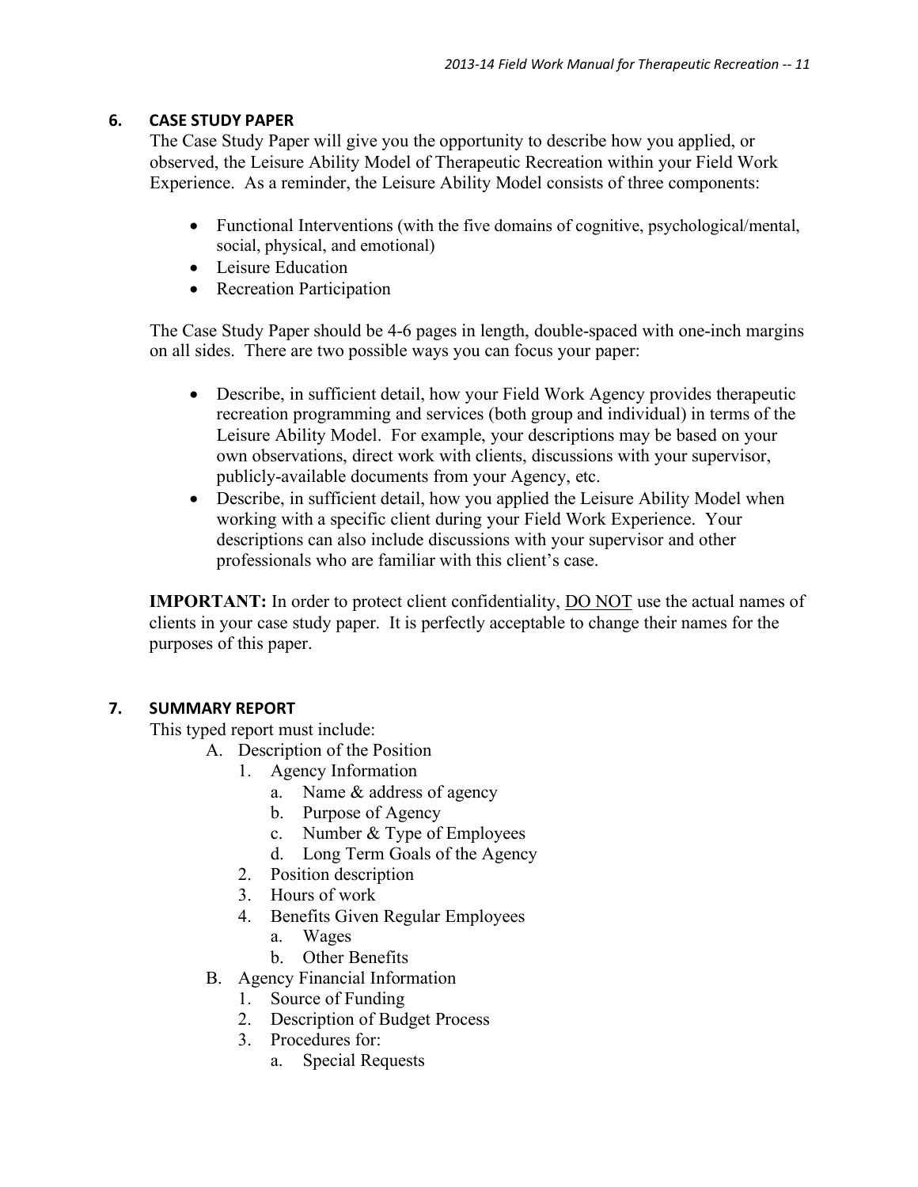## 6. CASE STUDY PAPER

The Case Study Paper will give you the opportunity to describe how you applied, or observed, the Leisure Ability Model of Therapeutic Recreation within your Field Work Experience. As a reminder, the Leisure Ability Model consists of three components:

- Functional Interventions (with the five domains of cognitive, psychological/mental, social, physical, and emotional)
- Leisure Education
- Recreation Participation

The Case Study Paper should be 4-6 pages in length, double-spaced with one-inch margins on all sides. There are two possible ways you can focus your paper:

- Describe, in sufficient detail, how your Field Work Agency provides therapeutic recreation programming and services (both group and individual) in terms of the Leisure Ability Model. For example, your descriptions may be based on your own observations, direct work with clients, discussions with your supervisor, publicly-available documents from your Agency, etc.
- Describe, in sufficient detail, how you applied the Leisure Ability Model when working with a specific client during your Field Work Experience. Your descriptions can also include discussions with your supervisor and other professionals who are familiar with this client's case.

**IMPORTANT:** In order to protect client confidentiality, <u>DO NOT</u> use the actual names of clients in your case study paper. It is perfectly acceptable to change their names for the purposes of this paper.

## 7. SUMMARY REPORT

This typed report must include:

A. Description of the Position
   1. Agency Information
      a. Name & address of agency
      b. Purpose of Agency
      c. Number & Type of Employees
      d. Long Term Goals of the Agency
   2. Position description
   3. Hours of work
   4. Benefits Given Regular Employees
      a. Wages
      b. Other Benefits

B. Agency Financial Information
   1. Source of Funding
   2. Description of Budget Process
   3. Procedures for:
      a. Special Requests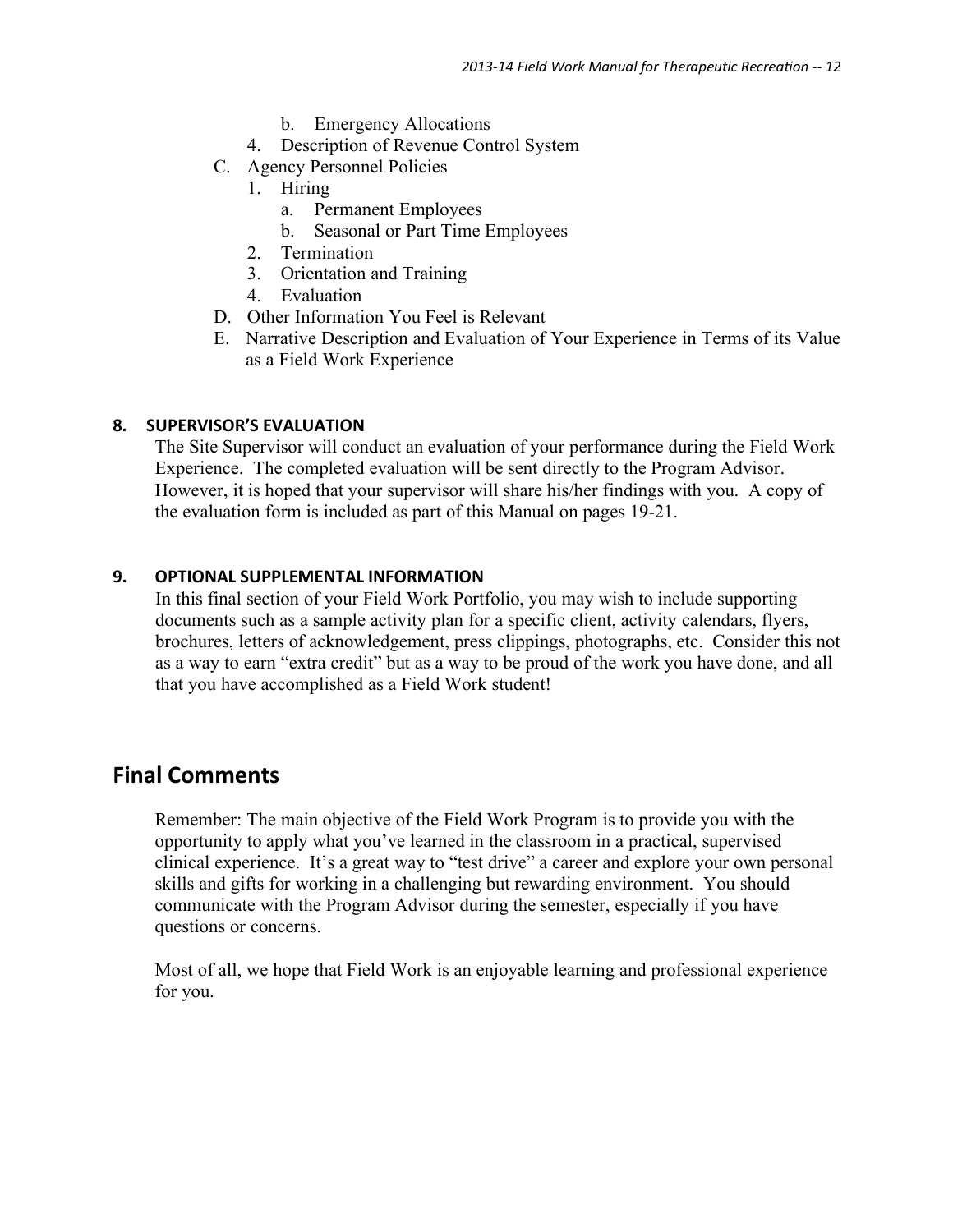b. Emergency Allocations
  4. Description of Revenue Control System

C. Agency Personnel Policies
  1. Hiring
    a. Permanent Employees
    b. Seasonal or Part Time Employees
  2. Termination
  3. Orientation and Training
  4. Evaluation

D. Other Information You Feel is Relevant

E. Narrative Description and Evaluation of Your Experience in Terms of its Value as a Field Work Experience

**8. SUPERVISOR'S EVALUATION**

The Site Supervisor will conduct an evaluation of your performance during the Field Work Experience. The completed evaluation will be sent directly to the Program Advisor. However, it is hoped that your supervisor will share his/her findings with you. A copy of the evaluation form is included as part of this Manual on pages 19-21.

**9. OPTIONAL SUPPLEMENTAL INFORMATION**

In this final section of your Field Work Portfolio, you may wish to include supporting documents such as a sample activity plan for a specific client, activity calendars, flyers, brochures, letters of acknowledgement, press clippings, photographs, etc. Consider this not as a way to earn "extra credit" but as a way to be proud of the work you have done, and all that you have accomplished as a Field Work student!

## Final Comments

Remember: The main objective of the Field Work Program is to provide you with the opportunity to apply what you've learned in the classroom in a practical, supervised clinical experience. It's a great way to "test drive" a career and explore your own personal skills and gifts for working in a challenging but rewarding environment. You should communicate with the Program Advisor during the semester, especially if you have questions or concerns.

Most of all, we hope that Field Work is an enjoyable learning and professional experience for you.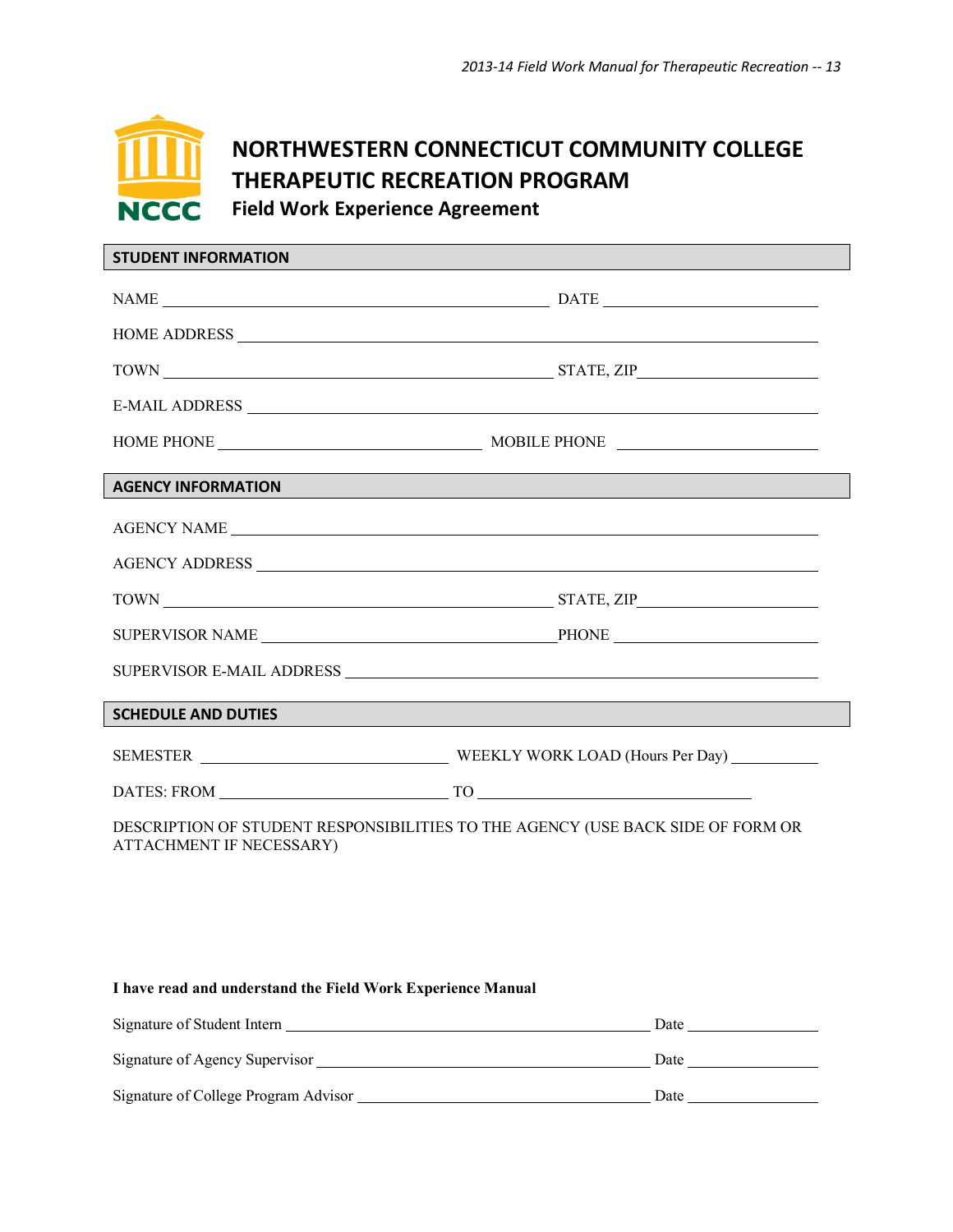# NORTHWESTERN CONNECTICUT COMMUNITY COLLEGE
# THERAPEUTIC RECREATION PROGRAM
## Field Work Experience Agreement

### STUDENT INFORMATION

NAME ______________________________ DATE ________________

HOME ADDRESS ______________________________________________

TOWN ______________________________ STATE, ZIP ________________

E-MAIL ADDRESS ______________________________________________

HOME PHONE ____________________ MOBILE PHONE ________________

### AGENCY INFORMATION

AGENCY NAME ______________________________________________

AGENCY ADDRESS ______________________________________________

TOWN ______________________________ STATE, ZIP ________________

SUPERVISOR NAME ______________________ PHONE ________________

SUPERVISOR E-MAIL ADDRESS ______________________________________

### SCHEDULE AND DUTIES

SEMESTER ____________________ WEEKLY WORK LOAD (Hours Per Day) ________

DATES: FROM __________________ TO ______________________

DESCRIPTION OF STUDENT RESPONSIBILITIES TO THE AGENCY (USE BACK SIDE OF FORM OR ATTACHMENT IF NECESSARY)

**I have read and understand the Field Work Experience Manual**

Signature of Student Intern ______________________________ Date ____________

Signature of Agency Supervisor ______________________________ Date ____________

Signature of College Program Advisor __________________________ Date ____________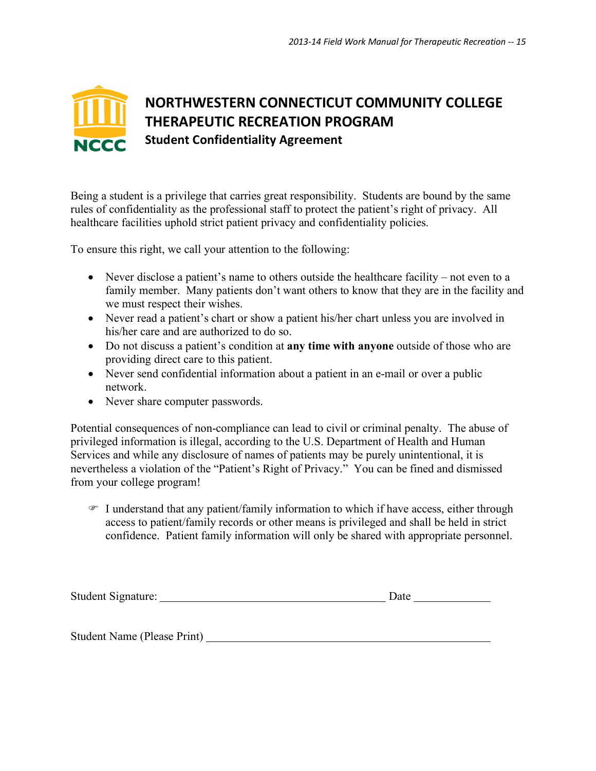# NORTHWESTERN CONNECTICUT COMMUNITY COLLEGE
# THERAPEUTIC RECREATION PROGRAM
## Student Confidentiality Agreement

Being a student is a privilege that carries great responsibility. Students are bound by the same rules of confidentiality as the professional staff to protect the patient's right of privacy. All healthcare facilities uphold strict patient privacy and confidentiality policies.

To ensure this right, we call your attention to the following:

- Never disclose a patient's name to others outside the healthcare facility – not even to a family member. Many patients don't want others to know that they are in the facility and we must respect their wishes.
- Never read a patient's chart or show a patient his/her chart unless you are involved in his/her care and are authorized to do so.
- Do not discuss a patient's condition at **any time with anyone** outside of those who are providing direct care to this patient.
- Never send confidential information about a patient in an e-mail or over a public network.
- Never share computer passwords.

Potential consequences of non-compliance can lead to civil or criminal penalty. The abuse of privileged information is illegal, according to the U.S. Department of Health and Human Services and while any disclosure of names of patients may be purely unintentional, it is nevertheless a violation of the "Patient's Right of Privacy." You can be fined and dismissed from your college program!

☞ I understand that any patient/family information to which if have access, either through access to patient/family records or other means is privileged and shall be held in strict confidence. Patient family information will only be shared with appropriate personnel.

Student Signature: ______________________________ Date ____________

Student Name (Please Print) ________________________________________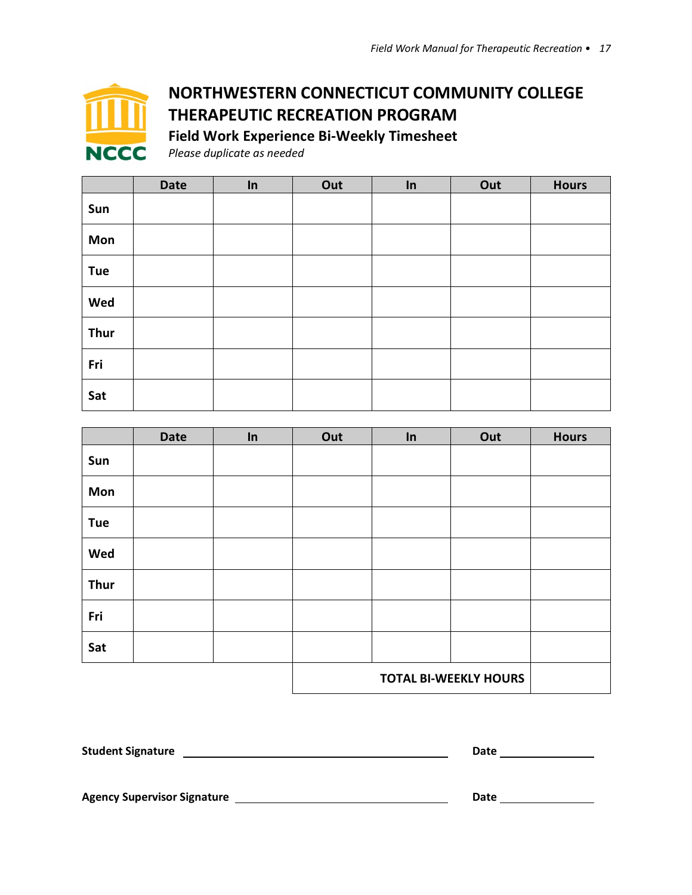# NORTHWESTERN CONNECTICUT COMMUNITY COLLEGE

# THERAPEUTIC RECREATION PROGRAM

## Field Work Experience Bi-Weekly Timesheet

*Please duplicate as needed*

| | Date | In | Out | In | Out | Hours |
|---|---|---|---|---|---|---|
| **Sun** | | | | | | |
| **Mon** | | | | | | |
| **Tue** | | | | | | |
| **Wed** | | | | | | |
| **Thur** | | | | | | |
| **Fri** | | | | | | |
| **Sat** | | | | | | |

| | Date | In | Out | In | Out | Hours |
|---|---|---|---|---|---|---|
| **Sun** | | | | | | |
| **Mon** | | | | | | |
| **Tue** | | | | | | |
| **Wed** | | | | | | |
| **Thur** | | | | | | |
| **Fri** | | | | | | |
| **Sat** | | | | | | |
| | | | **TOTAL BI-WEEKLY HOURS** | | | |

**Student Signature** ______________________________ **Date** ______________

**Agency Supervisor Signature** ______________________________ **Date** ______________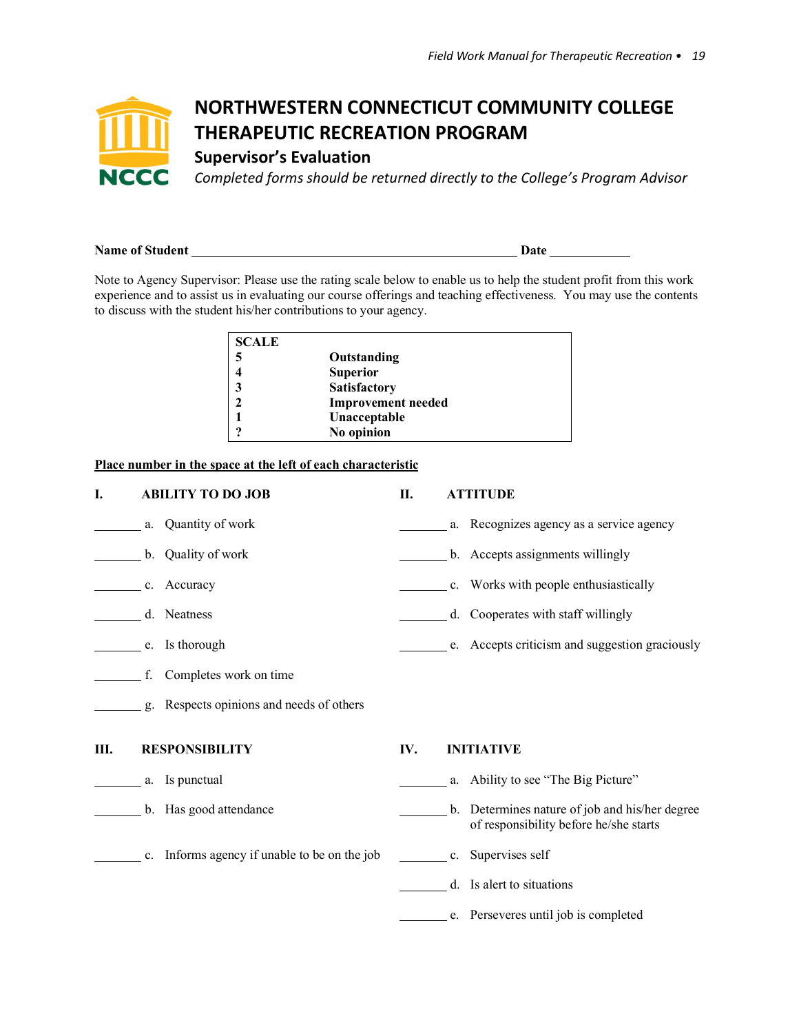# NORTHWESTERN CONNECTICUT COMMUNITY COLLEGE THERAPEUTIC RECREATION PROGRAM

## Supervisor's Evaluation

*Completed forms should be returned directly to the College's Program Advisor*

**Name of Student** ______________________________________________ **Date** ____________

Note to Agency Supervisor: Please use the rating scale below to enable us to help the student profit from this work experience and to assist us in evaluating our course offerings and teaching effectiveness. You may use the contents to discuss with the student his/her contributions to your agency.

| SCALE | |
|---|---|
| **5** | **Outstanding** |
| **4** | **Superior** |
| **3** | **Satisfactory** |
| **2** | **Improvement needed** |
| **1** | **Unacceptable** |
| **?** | **No opinion** |

**Place number in the space at the left of each characteristic**

**I. ABILITY TO DO JOB**

_______ a. Quantity of work

_______ b. Quality of work

_______ c. Accuracy

_______ d. Neatness

_______ e. Is thorough

_______ f. Completes work on time

_______ g. Respects opinions and needs of others

**II. ATTITUDE**

_______ a. Recognizes agency as a service agency

_______ b. Accepts assignments willingly

_______ c. Works with people enthusiastically

_______ d. Cooperates with staff willingly

_______ e. Accepts criticism and suggestion graciously

**III. RESPONSIBILITY**

_______ a. Is punctual

_______ b. Has good attendance

_______ c. Informs agency if unable to be on the job

**IV. INITIATIVE**

_______ a. Ability to see "The Big Picture"

_______ b. Determines nature of job and his/her degree of responsibility before he/she starts

_______ c. Supervises self

_______ d. Is alert to situations

_______ e. Perseveres until job is completed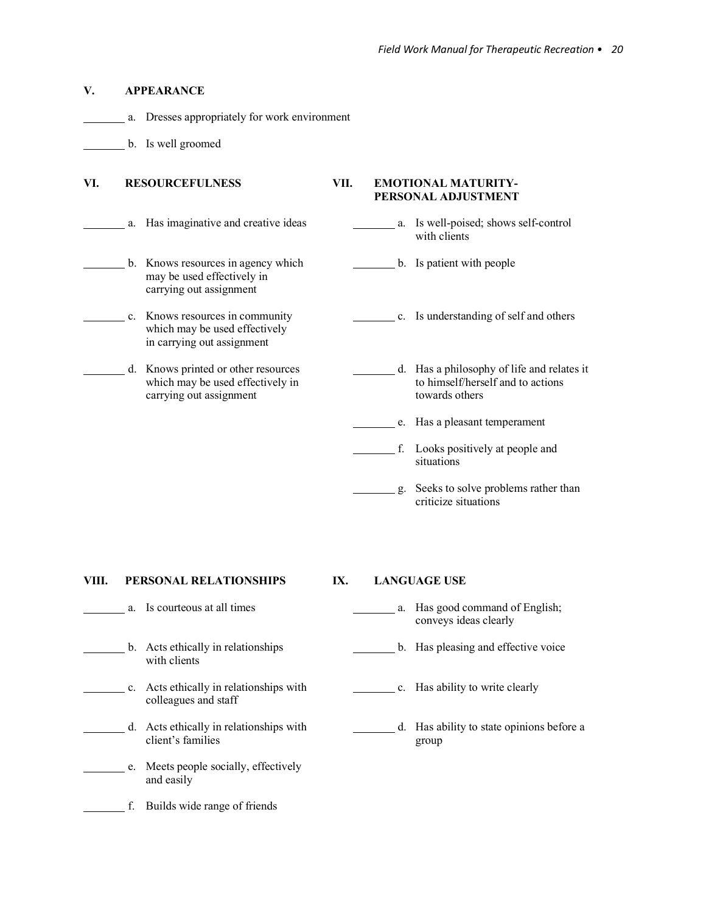## V. APPEARANCE

_______ a. Dresses appropriately for work environment

_______ b. Is well groomed

## VI. RESOURCEFULNESS

_______ a. Has imaginative and creative ideas

_______ b. Knows resources in agency which may be used effectively in carrying out assignment

_______ c. Knows resources in community which may be used effectively in carrying out assignment

_______ d. Knows printed or other resources which may be used effectively in carrying out assignment

## VII. EMOTIONAL MATURITY-PERSONAL ADJUSTMENT

_______ a. Is well-poised; shows self-control with clients

_______ b. Is patient with people

_______ c. Is understanding of self and others

_______ d. Has a philosophy of life and relates it to himself/herself and to actions towards others

_______ e. Has a pleasant temperament

_______ f. Looks positively at people and situations

_______ g. Seeks to solve problems rather than criticize situations

## VIII. PERSONAL RELATIONSHIPS

_______ a. Is courteous at all times

_______ b. Acts ethically in relationships with clients

_______ c. Acts ethically in relationships with colleagues and staff

_______ d. Acts ethically in relationships with client's families

_______ e. Meets people socially, effectively and easily

_______ f. Builds wide range of friends

## IX. LANGUAGE USE

_______ a. Has good command of English; conveys ideas clearly

_______ b. Has pleasing and effective voice

_______ c. Has ability to write clearly

_______ d. Has ability to state opinions before a group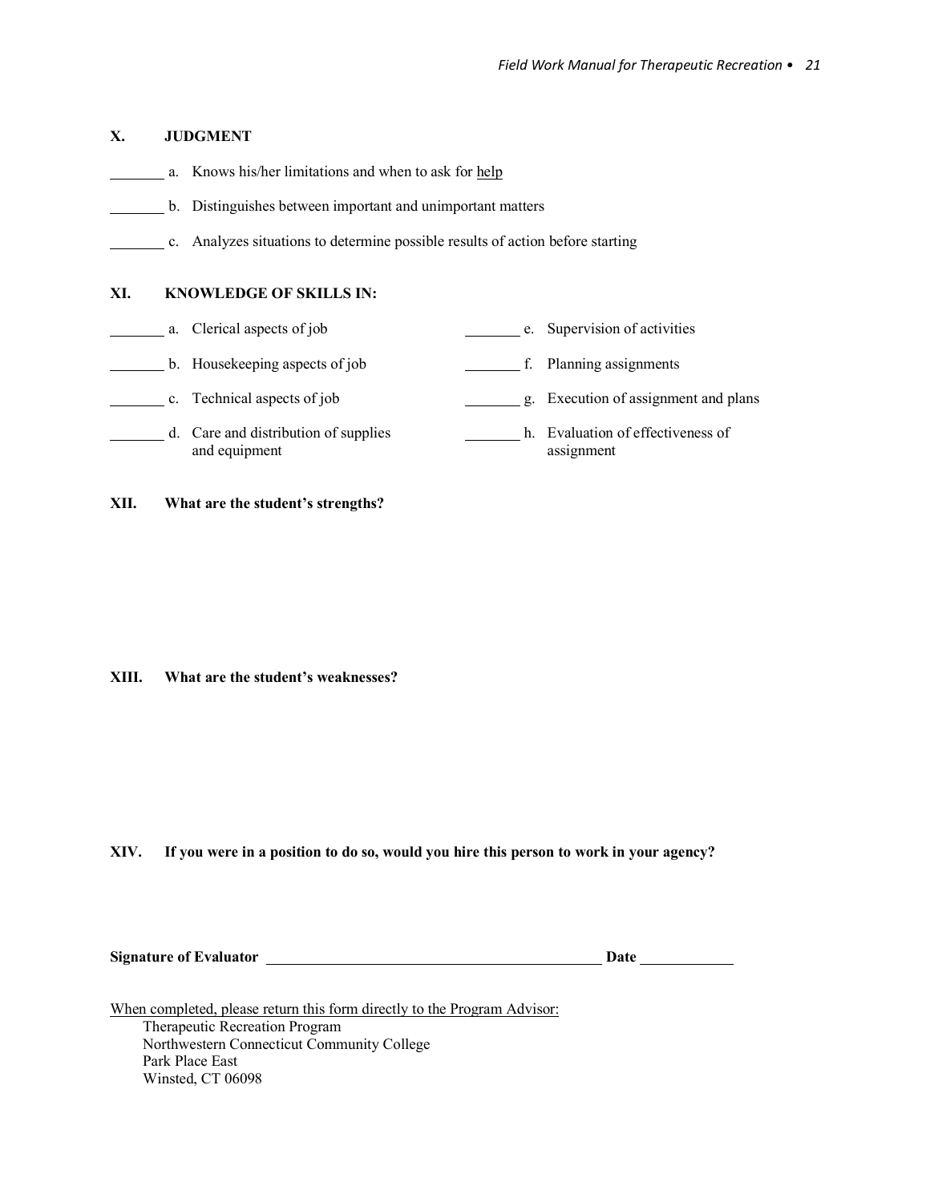## X. JUDGMENT

_______ a. Knows his/her limitations and when to ask for help

_______ b. Distinguishes between important and unimportant matters

_______ c. Analyzes situations to determine possible results of action before starting

## XI. KNOWLEDGE OF SKILLS IN:

_______ a. Clerical aspects of job

_______ b. Housekeeping aspects of job

_______ c. Technical aspects of job

_______ d. Care and distribution of supplies and equipment

_______ e. Supervision of activities

_______ f. Planning assignments

_______ g. Execution of assignment and plans

_______ h. Evaluation of effectiveness of assignment

## XII. What are the student's strengths?

## XIII. What are the student's weaknesses?

## XIV. If you were in a position to do so, would you hire this person to work in your agency?

**Signature of Evaluator** ______________________________________ **Date** ____________

When completed, please return this form directly to the Program Advisor:

Therapeutic Recreation Program
Northwestern Connecticut Community College
Park Place East
Winsted, CT 06098